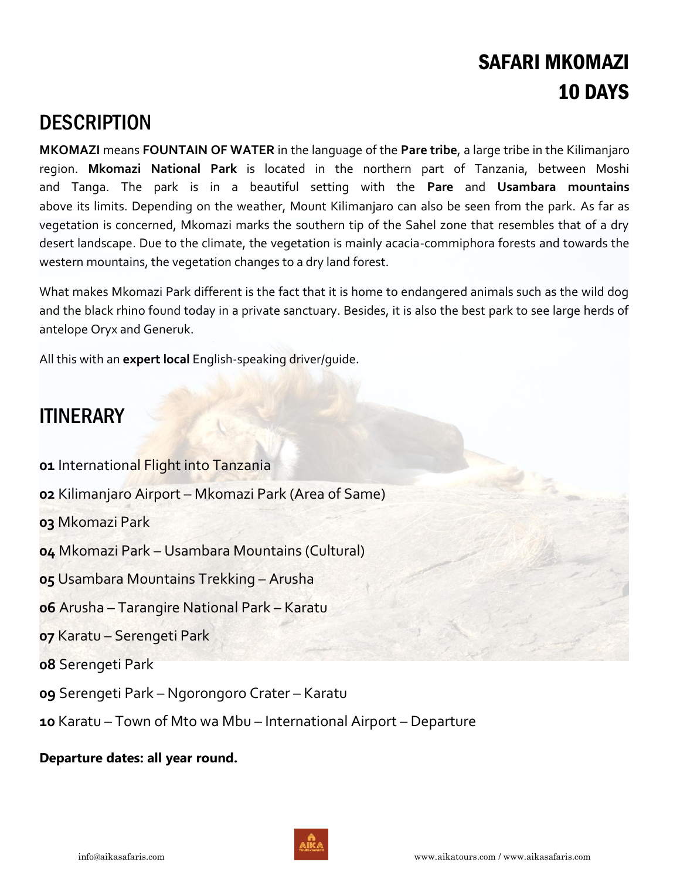# SAFARI MKOMAZI
# 10 DAYS

## DESCRIPTION

**MKOMAZI** means **FOUNTAIN OF WATER** in the language of the **Pare tribe**, a large tribe in the Kilimanjaro region. **Mkomazi National Park** is located in the northern part of Tanzania, between Moshi and Tanga. The park is in a beautiful setting with the **Pare** and **Usambara mountains** above its limits. Depending on the weather, Mount Kilimanjaro can also be seen from the park. As far as vegetation is concerned, Mkomazi marks the southern tip of the Sahel zone that resembles that of a dry desert landscape. Due to the climate, the vegetation is mainly acacia-commiphora forests and towards the western mountains, the vegetation changes to a dry land forest.

What makes Mkomazi Park different is the fact that it is home to endangered animals such as the wild dog and the black rhino found today in a private sanctuary. Besides, it is also the best park to see large herds of antelope Oryx and Generuk.

All this with an **expert local** English-speaking driver/guide.

## ITINERARY

**01** International Flight into Tanzania

**02** Kilimanjaro Airport – Mkomazi Park (Area of Same)

**03** Mkomazi Park

**04** Mkomazi Park – Usambara Mountains (Cultural)

**05** Usambara Mountains Trekking – Arusha

**06** Arusha – Tarangire National Park – Karatu

**07** Karatu – Serengeti Park

**08** Serengeti Park

**09** Serengeti Park – Ngorongoro Crater – Karatu

**10** Karatu – Town of Mto wa Mbu – International Airport – Departure

**Departure dates: all year round.**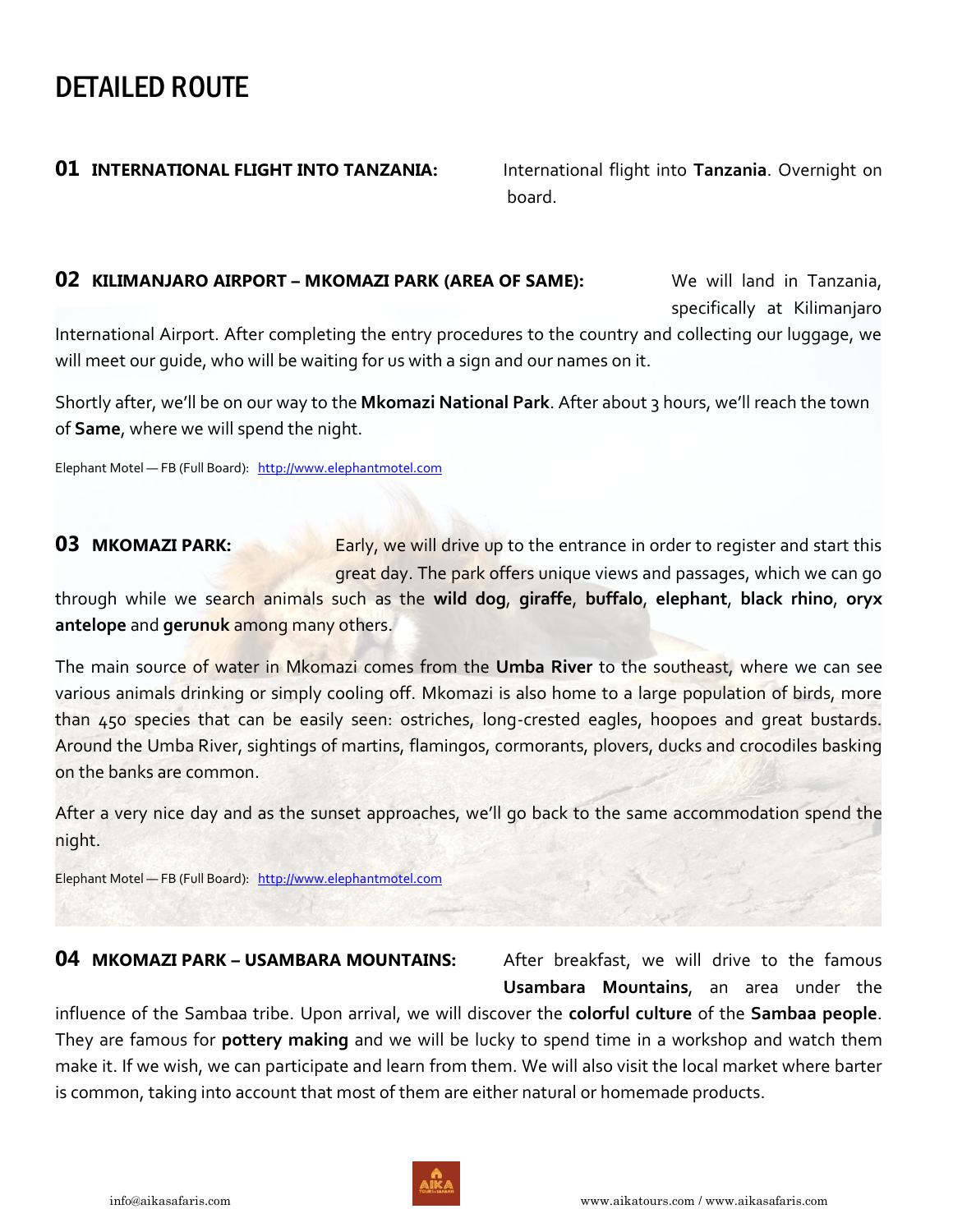# DETAILED ROUTE

**01 INTERNATIONAL FLIGHT INTO TANZANIA:** International flight into **Tanzania**. Overnight on board.

**02 KILIMANJARO AIRPORT – MKOMAZI PARK (AREA OF SAME):** We will land in Tanzania, specifically at Kilimanjaro International Airport. After completing the entry procedures to the country and collecting our luggage, we will meet our guide, who will be waiting for us with a sign and our names on it.

Shortly after, we'll be on our way to the **Mkomazi National Park**. After about 3 hours, we'll reach the town of **Same**, where we will spend the night.

Elephant Motel — FB (Full Board): [http://www.elephantmotel.com](http://www.elephantmotel.com)

**03 MKOMAZI PARK:** Early, we will drive up to the entrance in order to register and start this great day. The park offers unique views and passages, which we can go through while we search animals such as the **wild dog**, **giraffe**, **buffalo**, **elephant**, **black rhino**, **oryx antelope** and **gerunuk** among many others.

The main source of water in Mkomazi comes from the **Umba River** to the southeast, where we can see various animals drinking or simply cooling off. Mkomazi is also home to a large population of birds, more than 450 species that can be easily seen: ostriches, long-crested eagles, hoopoes and great bustards. Around the Umba River, sightings of martins, flamingos, cormorants, plovers, ducks and crocodiles basking on the banks are common.

After a very nice day and as the sunset approaches, we'll go back to the same accommodation spend the night.

Elephant Motel — FB (Full Board): [http://www.elephantmotel.com](http://www.elephantmotel.com)

**04 MKOMAZI PARK – USAMBARA MOUNTAINS:** After breakfast, we will drive to the famous **Usambara Mountains**, an area under the influence of the Sambaa tribe. Upon arrival, we will discover the **colorful culture** of the **Sambaa people**. They are famous for **pottery making** and we will be lucky to spend time in a workshop and watch them make it. If we wish, we can participate and learn from them. We will also visit the local market where barter is common, taking into account that most of them are either natural or homemade products.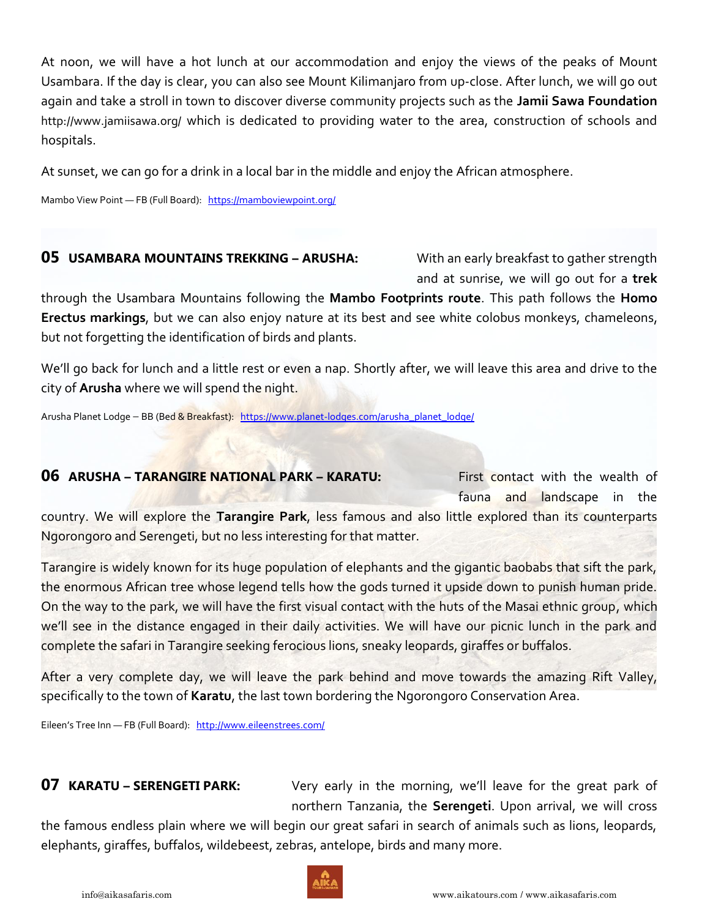At noon, we will have a hot lunch at our accommodation and enjoy the views of the peaks of Mount Usambara. If the day is clear, you can also see Mount Kilimanjaro from up-close. After lunch, we will go out again and take a stroll in town to discover diverse community projects such as the **Jamii Sawa Foundation** http://www.jamiisawa.org/ which is dedicated to providing water to the area, construction of schools and hospitals.

At sunset, we can go for a drink in a local bar in the middle and enjoy the African atmosphere.

Mambo View Point — FB (Full Board): https://mamboviewpoint.org/

## 05 USAMBARA MOUNTAINS TREKKING – ARUSHA:

With an early breakfast to gather strength and at sunrise, we will go out for a **trek** through the Usambara Mountains following the **Mambo Footprints route**. This path follows the **Homo Erectus markings**, but we can also enjoy nature at its best and see white colobus monkeys, chameleons, but not forgetting the identification of birds and plants.

We'll go back for lunch and a little rest or even a nap. Shortly after, we will leave this area and drive to the city of **Arusha** where we will spend the night.

Arusha Planet Lodge – BB (Bed & Breakfast): https://www.planet-lodges.com/arusha_planet_lodge/

## 06 ARUSHA – TARANGIRE NATIONAL PARK – KARATU:

First contact with the wealth of fauna and landscape in the country. We will explore the **Tarangire Park**, less famous and also little explored than its counterparts Ngorongoro and Serengeti, but no less interesting for that matter.

Tarangire is widely known for its huge population of elephants and the gigantic baobabs that sift the park, the enormous African tree whose legend tells how the gods turned it upside down to punish human pride. On the way to the park, we will have the first visual contact with the huts of the Masai ethnic group, which we'll see in the distance engaged in their daily activities. We will have our picnic lunch in the park and complete the safari in Tarangire seeking ferocious lions, sneaky leopards, giraffes or buffalos.

After a very complete day, we will leave the park behind and move towards the amazing Rift Valley, specifically to the town of **Karatu**, the last town bordering the Ngorongoro Conservation Area.

Eileen's Tree Inn — FB (Full Board): http://www.eileenstrees.com/

## 07 KARATU – SERENGETI PARK:

Very early in the morning, we'll leave for the great park of northern Tanzania, the **Serengeti**. Upon arrival, we will cross the famous endless plain where we will begin our great safari in search of animals such as lions, leopards, elephants, giraffes, buffalos, wildebeest, zebras, antelope, birds and many more.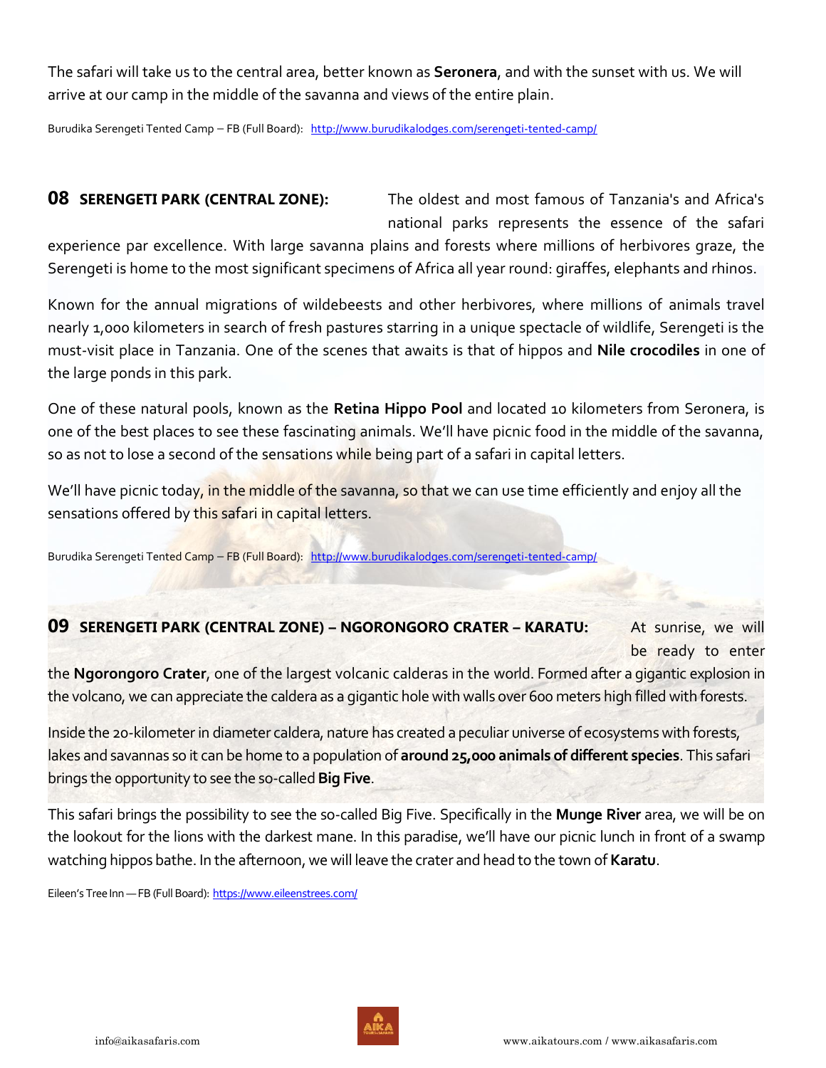The safari will take us to the central area, better known as **Seronera**, and with the sunset with us. We will arrive at our camp in the middle of the savanna and views of the entire plain.

Burudika Serengeti Tented Camp – FB (Full Board): http://www.burudikalodges.com/serengeti-tented-camp/

## 08 SERENGETI PARK (CENTRAL ZONE):

The oldest and most famous of Tanzania's and Africa's national parks represents the essence of the safari experience par excellence. With large savanna plains and forests where millions of herbivores graze, the Serengeti is home to the most significant specimens of Africa all year round: giraffes, elephants and rhinos.

Known for the annual migrations of wildebeests and other herbivores, where millions of animals travel nearly 1,000 kilometers in search of fresh pastures starring in a unique spectacle of wildlife, Serengeti is the must-visit place in Tanzania. One of the scenes that awaits is that of hippos and **Nile crocodiles** in one of the large ponds in this park.

One of these natural pools, known as the **Retina Hippo Pool** and located 10 kilometers from Seronera, is one of the best places to see these fascinating animals. We'll have picnic food in the middle of the savanna, so as not to lose a second of the sensations while being part of a safari in capital letters.

We'll have picnic today, in the middle of the savanna, so that we can use time efficiently and enjoy all the sensations offered by this safari in capital letters.

Burudika Serengeti Tented Camp – FB (Full Board): http://www.burudikalodges.com/serengeti-tented-camp/

## 09 SERENGETI PARK (CENTRAL ZONE) – NGORONGORO CRATER – KARATU:

At sunrise, we will be ready to enter the **Ngorongoro Crater**, one of the largest volcanic calderas in the world. Formed after a gigantic explosion in the volcano, we can appreciate the caldera as a gigantic hole with walls over 600 meters high filled with forests.

Inside the 20-kilometer in diameter caldera, nature has created a peculiar universe of ecosystems with forests, lakes and savannas so it can be home to a population of **around 25,000 animals of different species**. This safari brings the opportunity to see the so-called **Big Five**.

This safari brings the possibility to see the so-called Big Five. Specifically in the **Munge River** area, we will be on the lookout for the lions with the darkest mane. In this paradise, we'll have our picnic lunch in front of a swamp watching hippos bathe. In the afternoon, we will leave the crater and head to the town of **Karatu**.

Eileen's Tree Inn — FB (Full Board): https://www.eileenstrees.com/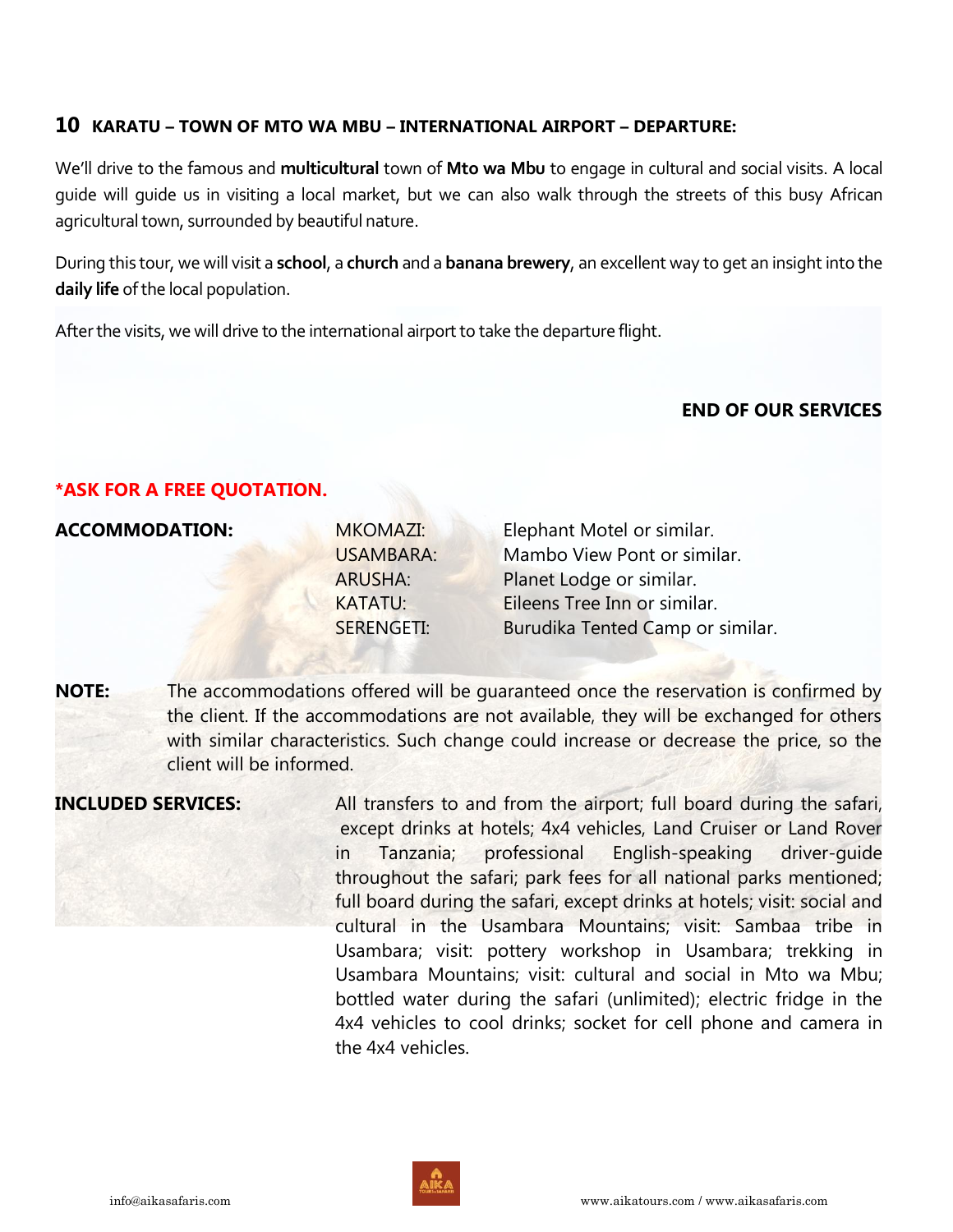## 10 KARATU – TOWN OF MTO WA MBU – INTERNATIONAL AIRPORT – DEPARTURE:

We'll drive to the famous and **multicultural** town of **Mto wa Mbu** to engage in cultural and social visits. A local guide will guide us in visiting a local market, but we can also walk through the streets of this busy African agricultural town, surrounded by beautiful nature.

During this tour, we will visit a **school**, a **church** and a **banana brewery**, an excellent way to get an insight into the **daily life** of the local population.

After the visits, we will drive to the international airport to take the departure flight.

**END OF OUR SERVICES**

**\*ASK FOR A FREE QUOTATION.**

**ACCOMMODATION:**

| | |
|---|---|
| MKOMAZI: | Elephant Motel or similar. |
| USAMBARA: | Mambo View Pont or similar. |
| ARUSHA: | Planet Lodge or similar. |
| KATATU: | Eileens Tree Inn or similar. |
| SERENGETI: | Burudika Tented Camp or similar. |

**NOTE:** The accommodations offered will be guaranteed once the reservation is confirmed by the client. If the accommodations are not available, they will be exchanged for others with similar characteristics. Such change could increase or decrease the price, so the client will be informed.

**INCLUDED SERVICES:** All transfers to and from the airport; full board during the safari, except drinks at hotels; 4x4 vehicles, Land Cruiser or Land Rover in Tanzania; professional English-speaking driver-guide throughout the safari; park fees for all national parks mentioned; full board during the safari, except drinks at hotels; visit: social and cultural in the Usambara Mountains; visit: Sambaa tribe in Usambara; visit: pottery workshop in Usambara; trekking in Usambara Mountains; visit: cultural and social in Mto wa Mbu; bottled water during the safari (unlimited); electric fridge in the 4x4 vehicles to cool drinks; socket for cell phone and camera in the 4x4 vehicles.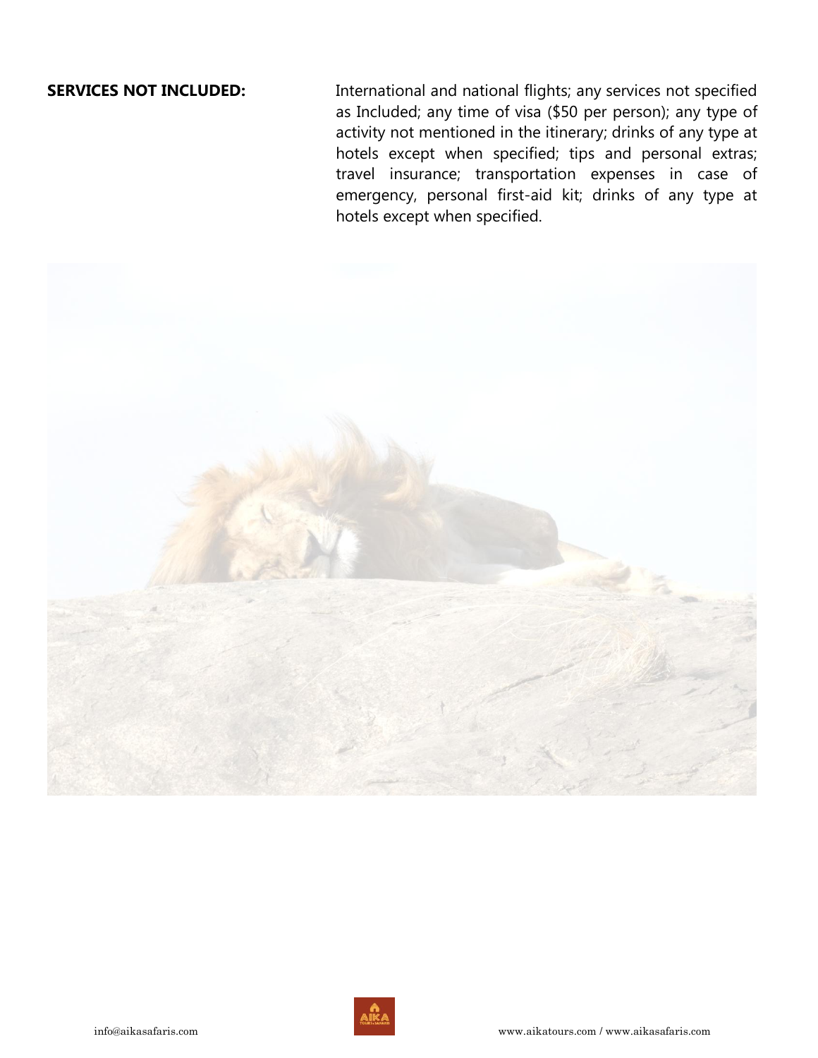**SERVICES NOT INCLUDED:**

International and national flights; any services not specified as Included; any time of visa ($50 per person); any type of activity not mentioned in the itinerary; drinks of any type at hotels except when specified; tips and personal extras; travel insurance; transportation expenses in case of emergency, personal first-aid kit; drinks of any type at hotels except when specified.